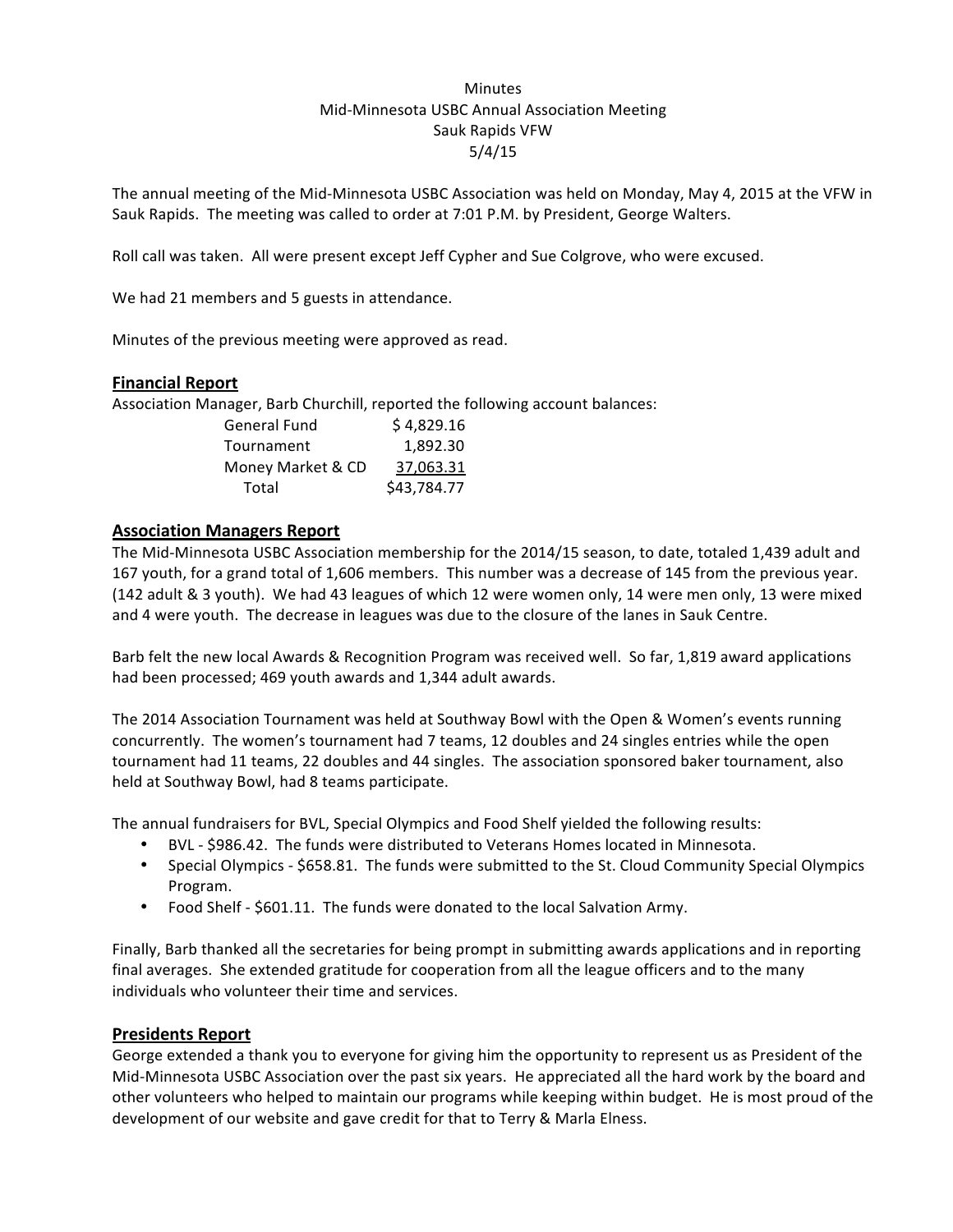Minutes
Mid-Minnesota USBC Annual Association Meeting
Sauk Rapids VFW
5/4/15

The annual meeting of the Mid-Minnesota USBC Association was held on Monday, May 4, 2015 at the VFW in Sauk Rapids. The meeting was called to order at 7:01 P.M. by President, George Walters.

Roll call was taken. All were present except Jeff Cypher and Sue Colgrove, who were excused.

We had 21 members and 5 guests in attendance.

Minutes of the previous meeting were approved as read.

## Financial Report

Association Manager, Barb Churchill, reported the following account balances:

| | |
|---|---|
| General Fund | $ 4,829.16 |
| Tournament | 1,892.30 |
| Money Market & CD | 37,063.31 |
| Total | $43,784.77 |

## Association Managers Report

The Mid-Minnesota USBC Association membership for the 2014/15 season, to date, totaled 1,439 adult and 167 youth, for a grand total of 1,606 members. This number was a decrease of 145 from the previous year. (142 adult & 3 youth). We had 43 leagues of which 12 were women only, 14 were men only, 13 were mixed and 4 were youth. The decrease in leagues was due to the closure of the lanes in Sauk Centre.

Barb felt the new local Awards & Recognition Program was received well. So far, 1,819 award applications had been processed; 469 youth awards and 1,344 adult awards.

The 2014 Association Tournament was held at Southway Bowl with the Open & Women's events running concurrently. The women's tournament had 7 teams, 12 doubles and 24 singles entries while the open tournament had 11 teams, 22 doubles and 44 singles. The association sponsored baker tournament, also held at Southway Bowl, had 8 teams participate.

The annual fundraisers for BVL, Special Olympics and Food Shelf yielded the following results:

- BVL - $986.42. The funds were distributed to Veterans Homes located in Minnesota.
- Special Olympics - $658.81. The funds were submitted to the St. Cloud Community Special Olympics Program.
- Food Shelf - $601.11. The funds were donated to the local Salvation Army.

Finally, Barb thanked all the secretaries for being prompt in submitting awards applications and in reporting final averages. She extended gratitude for cooperation from all the league officers and to the many individuals who volunteer their time and services.

## Presidents Report

George extended a thank you to everyone for giving him the opportunity to represent us as President of the Mid-Minnesota USBC Association over the past six years. He appreciated all the hard work by the board and other volunteers who helped to maintain our programs while keeping within budget. He is most proud of the development of our website and gave credit for that to Terry & Marla Elness.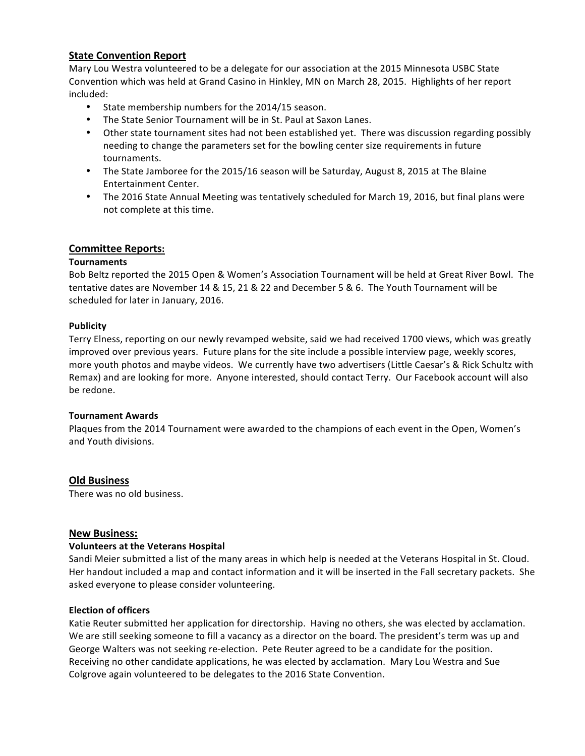## State Convention Report

Mary Lou Westra volunteered to be a delegate for our association at the 2015 Minnesota USBC State Convention which was held at Grand Casino in Hinkley, MN on March 28, 2015. Highlights of her report included:

- State membership numbers for the 2014/15 season.
- The State Senior Tournament will be in St. Paul at Saxon Lanes.
- Other state tournament sites had not been established yet. There was discussion regarding possibly needing to change the parameters set for the bowling center size requirements in future tournaments.
- The State Jamboree for the 2015/16 season will be Saturday, August 8, 2015 at The Blaine Entertainment Center.
- The 2016 State Annual Meeting was tentatively scheduled for March 19, 2016, but final plans were not complete at this time.

## Committee Reports:

**Tournaments**

Bob Beltz reported the 2015 Open & Women's Association Tournament will be held at Great River Bowl. The tentative dates are November 14 & 15, 21 & 22 and December 5 & 6. The Youth Tournament will be scheduled for later in January, 2016.

**Publicity**

Terry Elness, reporting on our newly revamped website, said we had received 1700 views, which was greatly improved over previous years. Future plans for the site include a possible interview page, weekly scores, more youth photos and maybe videos. We currently have two advertisers (Little Caesar's & Rick Schultz with Remax) and are looking for more. Anyone interested, should contact Terry. Our Facebook account will also be redone.

**Tournament Awards**

Plaques from the 2014 Tournament were awarded to the champions of each event in the Open, Women's and Youth divisions.

## Old Business

There was no old business.

## New Business:

**Volunteers at the Veterans Hospital**

Sandi Meier submitted a list of the many areas in which help is needed at the Veterans Hospital in St. Cloud. Her handout included a map and contact information and it will be inserted in the Fall secretary packets. She asked everyone to please consider volunteering.

**Election of officers**

Katie Reuter submitted her application for directorship. Having no others, she was elected by acclamation. We are still seeking someone to fill a vacancy as a director on the board. The president's term was up and George Walters was not seeking re-election. Pete Reuter agreed to be a candidate for the position. Receiving no other candidate applications, he was elected by acclamation. Mary Lou Westra and Sue Colgrove again volunteered to be delegates to the 2016 State Convention.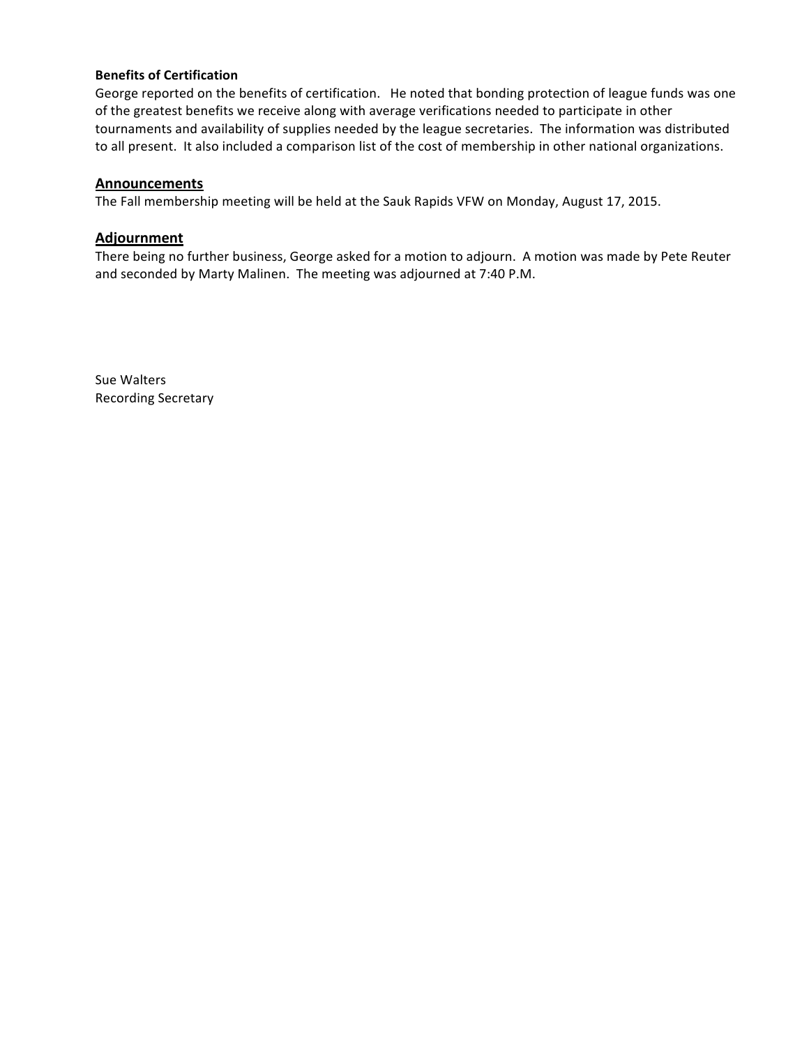**Benefits of Certification**

George reported on the benefits of certification. He noted that bonding protection of league funds was one of the greatest benefits we receive along with average verifications needed to participate in other tournaments and availability of supplies needed by the league secretaries. The information was distributed to all present. It also included a comparison list of the cost of membership in other national organizations.

## Announcements

The Fall membership meeting will be held at the Sauk Rapids VFW on Monday, August 17, 2015.

## Adjournment

There being no further business, George asked for a motion to adjourn. A motion was made by Pete Reuter and seconded by Marty Malinen. The meeting was adjourned at 7:40 P.M.

Sue Walters
Recording Secretary